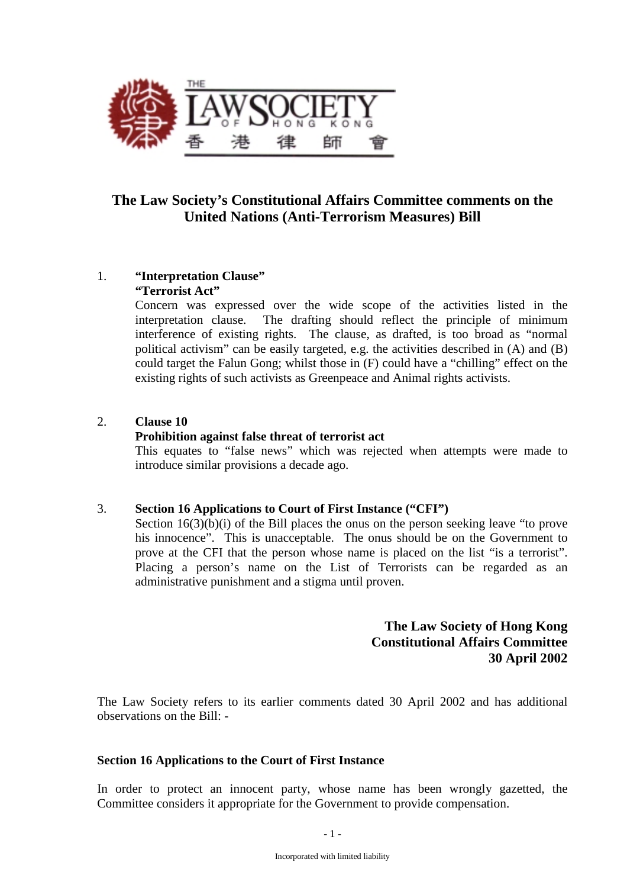THE LAW SOCIETY OF HONG KONG 香港律師會

## The Law Society's Constitutional Affairs Committee comments on the United Nations (Anti-Terrorism Measures) Bill

1. **"Interpretation Clause"**
   **"Terrorist Act"**
   Concern was expressed over the wide scope of the activities listed in the interpretation clause. The drafting should reflect the principle of minimum interference of existing rights. The clause, as drafted, is too broad as "normal political activism" can be easily targeted, e.g. the activities described in (A) and (B) could target the Falun Gong; whilst those in (F) could have a "chilling" effect on the existing rights of such activists as Greenpeace and Animal rights activists.

2. **Clause 10**
   **Prohibition against false threat of terrorist act**
   This equates to "false news" which was rejected when attempts were made to introduce similar provisions a decade ago.

3. **Section 16 Applications to Court of First Instance ("CFI")**
   Section 16(3)(b)(i) of the Bill places the onus on the person seeking leave "to prove his innocence". This is unacceptable. The onus should be on the Government to prove at the CFI that the person whose name is placed on the list "is a terrorist". Placing a person's name on the List of Terrorists can be regarded as an administrative punishment and a stigma until proven.

**The Law Society of Hong Kong**
**Constitutional Affairs Committee**
**30 April 2002**

The Law Society refers to its earlier comments dated 30 April 2002 and has additional observations on the Bill: -

**Section 16 Applications to the Court of First Instance**

In order to protect an innocent party, whose name has been wrongly gazetted, the Committee considers it appropriate for the Government to provide compensation.

Incorporated with limited liability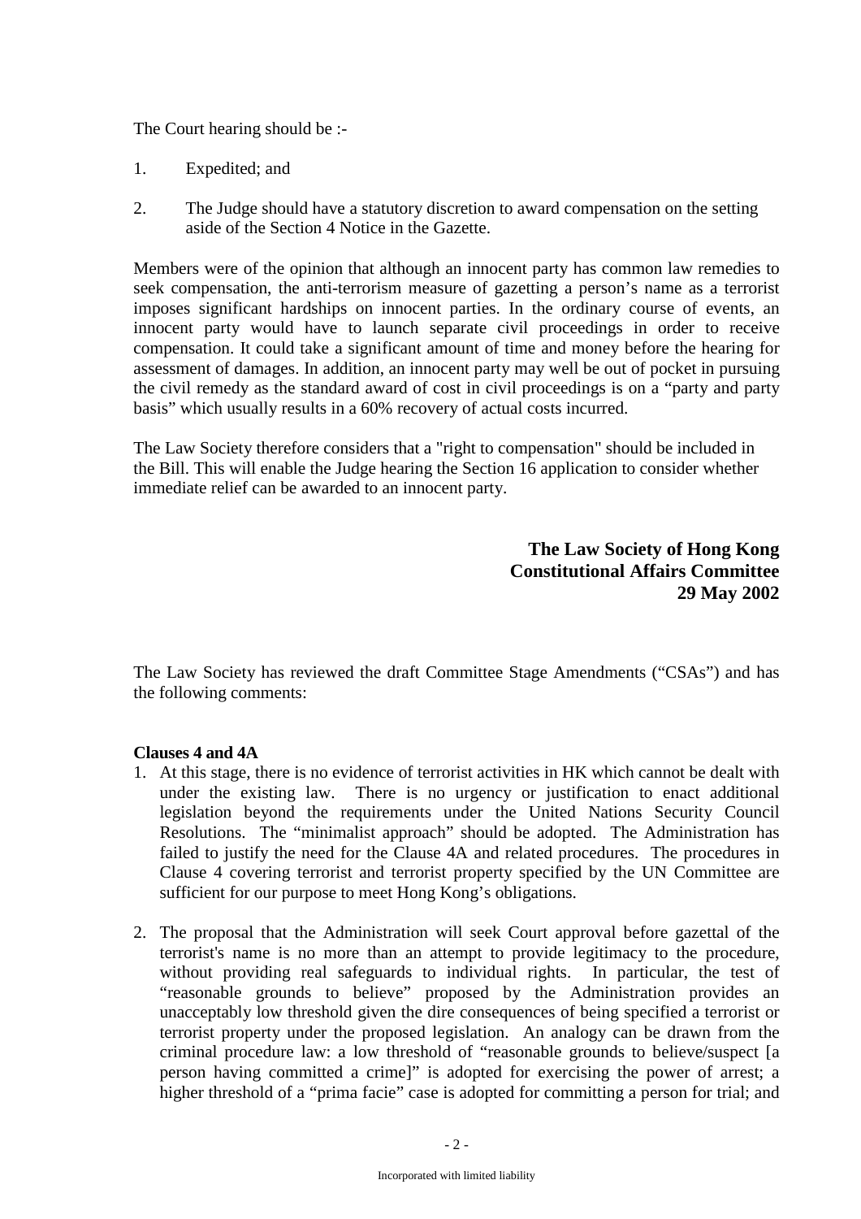The Court hearing should be :-

1. Expedited; and

2. The Judge should have a statutory discretion to award compensation on the setting aside of the Section 4 Notice in the Gazette.

Members were of the opinion that although an innocent party has common law remedies to seek compensation, the anti-terrorism measure of gazetting a person's name as a terrorist imposes significant hardships on innocent parties. In the ordinary course of events, an innocent party would have to launch separate civil proceedings in order to receive compensation. It could take a significant amount of time and money before the hearing for assessment of damages. In addition, an innocent party may well be out of pocket in pursuing the civil remedy as the standard award of cost in civil proceedings is on a "party and party basis" which usually results in a 60% recovery of actual costs incurred.

The Law Society therefore considers that a "right to compensation" should be included in the Bill. This will enable the Judge hearing the Section 16 application to consider whether immediate relief can be awarded to an innocent party.

**The Law Society of Hong Kong**
**Constitutional Affairs Committee**
**29 May 2002**

The Law Society has reviewed the draft Committee Stage Amendments ("CSAs") and has the following comments:

**Clauses 4 and 4A**

1. At this stage, there is no evidence of terrorist activities in HK which cannot be dealt with under the existing law. There is no urgency or justification to enact additional legislation beyond the requirements under the United Nations Security Council Resolutions. The "minimalist approach" should be adopted. The Administration has failed to justify the need for the Clause 4A and related procedures. The procedures in Clause 4 covering terrorist and terrorist property specified by the UN Committee are sufficient for our purpose to meet Hong Kong's obligations.

2. The proposal that the Administration will seek Court approval before gazettal of the terrorist's name is no more than an attempt to provide legitimacy to the procedure, without providing real safeguards to individual rights. In particular, the test of "reasonable grounds to believe" proposed by the Administration provides an unacceptably low threshold given the dire consequences of being specified a terrorist or terrorist property under the proposed legislation. An analogy can be drawn from the criminal procedure law: a low threshold of "reasonable grounds to believe/suspect [a person having committed a crime]" is adopted for exercising the power of arrest; a higher threshold of a "prima facie" case is adopted for committing a person for trial; and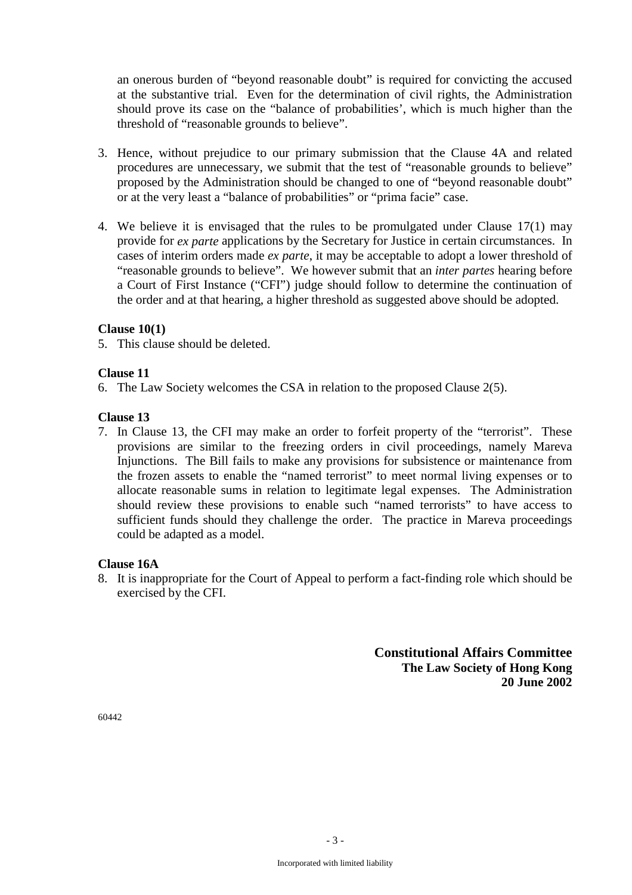an onerous burden of "beyond reasonable doubt" is required for convicting the accused at the substantive trial. Even for the determination of civil rights, the Administration should prove its case on the "balance of probabilities', which is much higher than the threshold of "reasonable grounds to believe".

3. Hence, without prejudice to our primary submission that the Clause 4A and related procedures are unnecessary, we submit that the test of "reasonable grounds to believe" proposed by the Administration should be changed to one of "beyond reasonable doubt" or at the very least a "balance of probabilities" or "prima facie" case.

4. We believe it is envisaged that the rules to be promulgated under Clause 17(1) may provide for *ex parte* applications by the Secretary for Justice in certain circumstances. In cases of interim orders made *ex parte*, it may be acceptable to adopt a lower threshold of "reasonable grounds to believe". We however submit that an *inter partes* hearing before a Court of First Instance ("CFI") judge should follow to determine the continuation of the order and at that hearing, a higher threshold as suggested above should be adopted.

**Clause 10(1)**

5. This clause should be deleted.

**Clause 11**

6. The Law Society welcomes the CSA in relation to the proposed Clause 2(5).

**Clause 13**

7. In Clause 13, the CFI may make an order to forfeit property of the "terrorist". These provisions are similar to the freezing orders in civil proceedings, namely Mareva Injunctions. The Bill fails to make any provisions for subsistence or maintenance from the frozen assets to enable the "named terrorist" to meet normal living expenses or to allocate reasonable sums in relation to legitimate legal expenses. The Administration should review these provisions to enable such "named terrorists" to have access to sufficient funds should they challenge the order. The practice in Mareva proceedings could be adapted as a model.

**Clause 16A**

8. It is inappropriate for the Court of Appeal to perform a fact-finding role which should be exercised by the CFI.

**Constitutional Affairs Committee**
**The Law Society of Hong Kong**
**20 June 2002**

60442